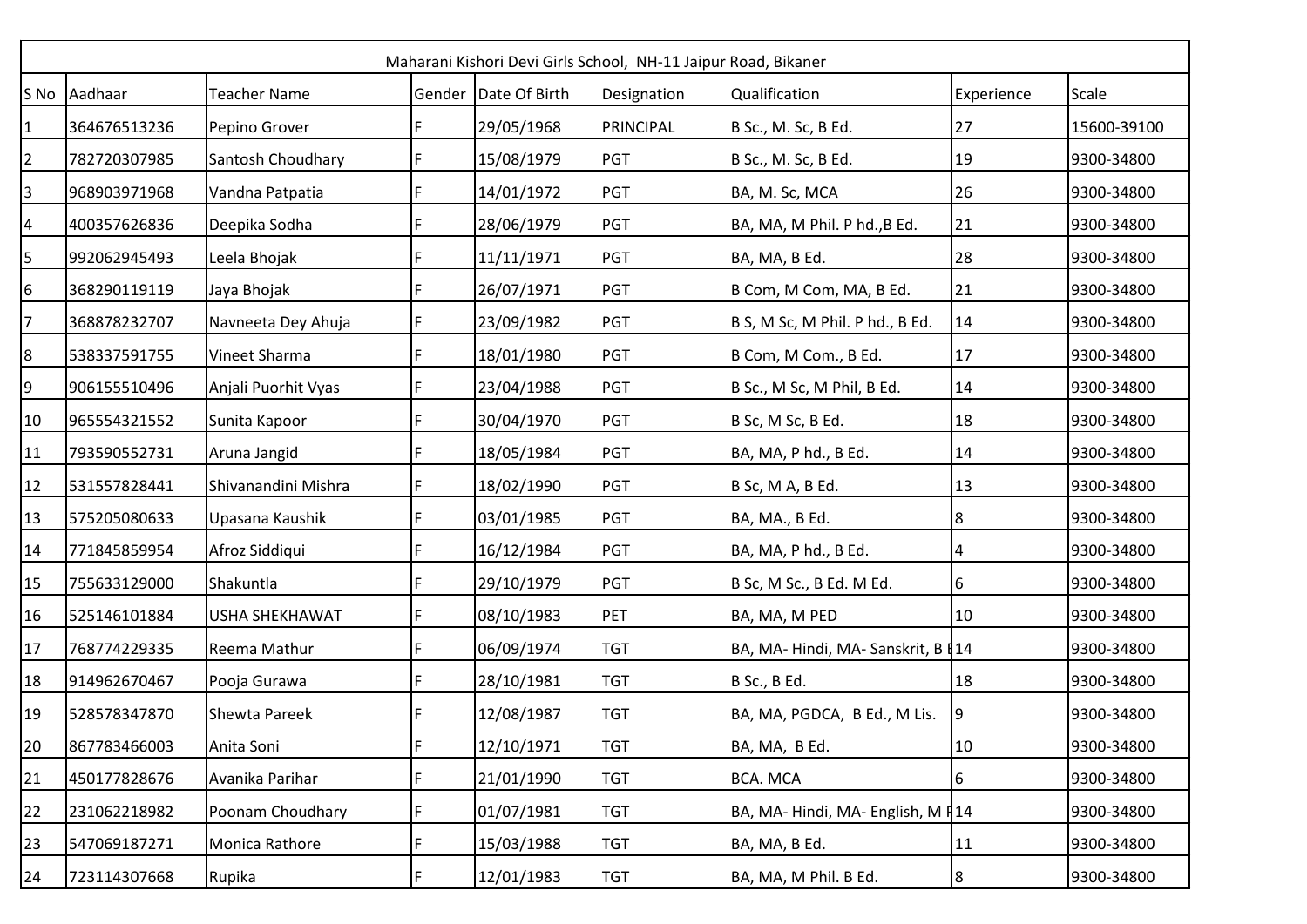| Maharani Kishori Devi Girls School, NH-11 Jaipur Road, Bikaner | | | | | | | | |
|---|---|---|---|---|---|---|---|---|
| S No | Aadhaar | Teacher Name | Gender | Date Of Birth | Designation | Qualification | Experience | Scale |
| 1 | 364676513236 | Pepino Grover | F | 29/05/1968 | PRINCIPAL | B Sc., M. Sc, B Ed. | 27 | 15600-39100 |
| 2 | 782720307985 | Santosh Choudhary | F | 15/08/1979 | PGT | B Sc., M. Sc, B Ed. | 19 | 9300-34800 |
| 3 | 968903971968 | Vandna Patpatia | F | 14/01/1972 | PGT | BA, M. Sc, MCA | 26 | 9300-34800 |
| 4 | 400357626836 | Deepika Sodha | F | 28/06/1979 | PGT | BA, MA, M Phil. P hd.,B Ed. | 21 | 9300-34800 |
| 5 | 992062945493 | Leela Bhojak | F | 11/11/1971 | PGT | BA, MA, B Ed. | 28 | 9300-34800 |
| 6 | 368290119119 | Jaya Bhojak | F | 26/07/1971 | PGT | B Com, M Com, MA, B Ed. | 21 | 9300-34800 |
| 7 | 368878232707 | Navneeta Dey Ahuja | F | 23/09/1982 | PGT | B S, M Sc, M Phil. P hd., B Ed. | 14 | 9300-34800 |
| 8 | 538337591755 | Vineet Sharma | F | 18/01/1980 | PGT | B Com, M Com., B Ed. | 17 | 9300-34800 |
| 9 | 906155510496 | Anjali Puorhit Vyas | F | 23/04/1988 | PGT | B Sc., M Sc, M Phil, B Ed. | 14 | 9300-34800 |
| 10 | 965554321552 | Sunita Kapoor | F | 30/04/1970 | PGT | B Sc, M Sc, B Ed. | 18 | 9300-34800 |
| 11 | 793590552731 | Aruna Jangid | F | 18/05/1984 | PGT | BA, MA, P hd., B Ed. | 14 | 9300-34800 |
| 12 | 531557828441 | Shivanandini Mishra | F | 18/02/1990 | PGT | B Sc, M A, B Ed. | 13 | 9300-34800 |
| 13 | 575205080633 | Upasana Kaushik | F | 03/01/1985 | PGT | BA, MA., B Ed. | 8 | 9300-34800 |
| 14 | 771845859954 | Afroz Siddiqui | F | 16/12/1984 | PGT | BA, MA, P hd., B Ed. | 4 | 9300-34800 |
| 15 | 755633129000 | Shakuntla | F | 29/10/1979 | PGT | B Sc, M Sc., B Ed. M Ed. | 6 | 9300-34800 |
| 16 | 525146101884 | USHA SHEKHAWAT | F | 08/10/1983 | PET | BA, MA, M PED | 10 | 9300-34800 |
| 17 | 768774229335 | Reema Mathur | F | 06/09/1974 | TGT | BA, MA- Hindi, MA- Sanskrit, B E | 14 | 9300-34800 |
| 18 | 914962670467 | Pooja Gurawa | F | 28/10/1981 | TGT | B Sc., B Ed. | 18 | 9300-34800 |
| 19 | 528578347870 | Shewta Pareek | F | 12/08/1987 | TGT | BA, MA, PGDCA, B Ed., M Lis. | 9 | 9300-34800 |
| 20 | 867783466003 | Anita Soni | F | 12/10/1971 | TGT | BA, MA, B Ed. | 10 | 9300-34800 |
| 21 | 450177828676 | Avanika Parihar | F | 21/01/1990 | TGT | BCA. MCA | 6 | 9300-34800 |
| 22 | 231062218982 | Poonam Choudhary | F | 01/07/1981 | TGT | BA, MA- Hindi, MA- English, M P | 14 | 9300-34800 |
| 23 | 547069187271 | Monica Rathore | F | 15/03/1988 | TGT | BA, MA, B Ed. | 11 | 9300-34800 |
| 24 | 723114307668 | Rupika | F | 12/01/1983 | TGT | BA, MA, M Phil. B Ed. | 8 | 9300-34800 |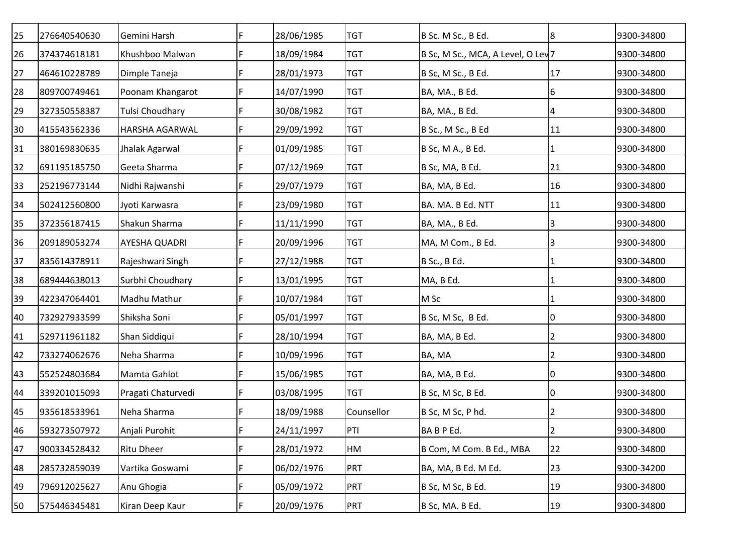| | | | | | | | | |
|---|---|---|---|---|---|---|---|---|
| 25 | 276640540630 | Gemini Harsh | F | 28/06/1985 | TGT | B Sc. M Sc., B Ed. | 8 | 9300-34800 |
| 26 | 374374618181 | Khushboo Malwan | F | 18/09/1984 | TGT | B Sc, M Sc., MCA, A Level, O Lev | 7 | 9300-34800 |
| 27 | 464610228789 | Dimple Taneja | F | 28/01/1973 | TGT | B Sc, M Sc., B Ed. | 17 | 9300-34800 |
| 28 | 809700749461 | Poonam Khangarot | F | 14/07/1990 | TGT | BA, MA., B Ed. | 6 | 9300-34800 |
| 29 | 327350558387 | Tulsi Choudhary | F | 30/08/1982 | TGT | BA, MA., B Ed. | 4 | 9300-34800 |
| 30 | 415543562336 | HARSHA AGARWAL | F | 29/09/1992 | TGT | B Sc., M Sc., B Ed | 11 | 9300-34800 |
| 31 | 380169830635 | Jhalak Agarwal | F | 01/09/1985 | TGT | B Sc, M A., B Ed. | 1 | 9300-34800 |
| 32 | 691195185750 | Geeta Sharma | F | 07/12/1969 | TGT | B Sc, MA, B Ed. | 21 | 9300-34800 |
| 33 | 252196773144 | Nidhi Rajwanshi | F | 29/07/1979 | TGT | BA, MA, B Ed. | 16 | 9300-34800 |
| 34 | 502412560800 | Jyoti Karwasra | F | 23/09/1980 | TGT | BA. MA. B Ed. NTT | 11 | 9300-34800 |
| 35 | 372356187415 | Shakun Sharma | F | 11/11/1990 | TGT | BA, MA., B Ed. | 3 | 9300-34800 |
| 36 | 209189053274 | AYESHA QUADRI | F | 20/09/1996 | TGT | MA, M Com., B Ed. | 3 | 9300-34800 |
| 37 | 835614378911 | Rajeshwari Singh | F | 27/12/1988 | TGT | B Sc., B Ed. | 1 | 9300-34800 |
| 38 | 689444638013 | Surbhi Choudhary | F | 13/01/1995 | TGT | MA, B Ed. | 1 | 9300-34800 |
| 39 | 422347064401 | Madhu Mathur | F | 10/07/1984 | TGT | M Sc | 1 | 9300-34800 |
| 40 | 732927933599 | Shiksha Soni | F | 05/01/1997 | TGT | B Sc, M Sc, B Ed. | 0 | 9300-34800 |
| 41 | 529711961182 | Shan Siddiqui | F | 28/10/1994 | TGT | BA, MA, B Ed. | 2 | 9300-34800 |
| 42 | 733274062676 | Neha Sharma | F | 10/09/1996 | TGT | BA, MA | 2 | 9300-34800 |
| 43 | 552524803684 | Mamta Gahlot | F | 15/06/1985 | TGT | BA, MA, B Ed. | 0 | 9300-34800 |
| 44 | 339201015093 | Pragati Chaturvedi | F | 03/08/1995 | TGT | B Sc, M Sc, B Ed. | 0 | 9300-34800 |
| 45 | 935618533961 | Neha Sharma | F | 18/09/1988 | Counsellor | B Sc, M Sc, P hd. | 2 | 9300-34800 |
| 46 | 593273507972 | Anjali Purohit | F | 24/11/1997 | PTI | BA B P Ed. | 2 | 9300-34800 |
| 47 | 900334528432 | Ritu Dheer | F | 28/01/1972 | HM | B Com, M Com. B Ed., MBA | 22 | 9300-34800 |
| 48 | 285732859039 | Vartika Goswami | F | 06/02/1976 | PRT | BA, MA, B Ed. M Ed. | 23 | 9300-34200 |
| 49 | 796912025627 | Anu Ghogia | F | 05/09/1972 | PRT | B Sc, M Sc, B Ed. | 19 | 9300-34800 |
| 50 | 575446345481 | Kiran Deep Kaur | F | 20/09/1976 | PRT | B Sc, MA. B Ed. | 19 | 9300-34800 |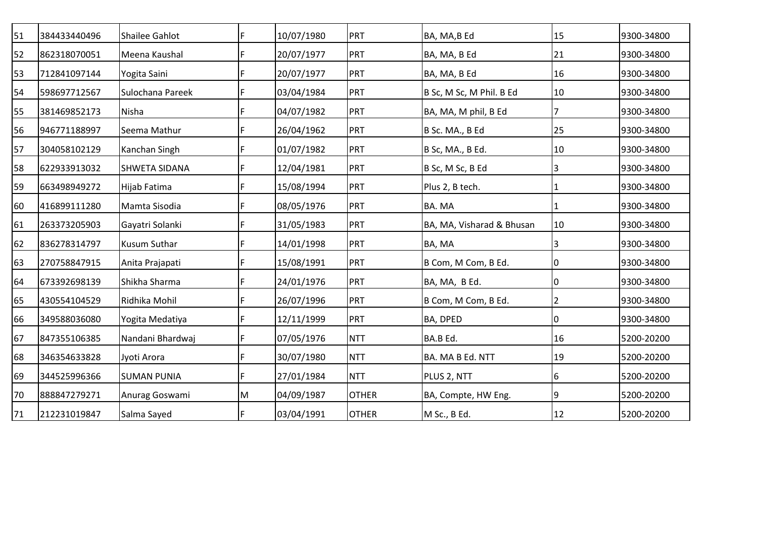| | | | | | | | | |
|---|---|---|---|---|---|---|---|---|
| 51 | 384433440496 | Shailee Gahlot | F | 10/07/1980 | PRT | BA, MA,B Ed | 15 | 9300-34800 |
| 52 | 862318070051 | Meena Kaushal | F | 20/07/1977 | PRT | BA, MA, B Ed | 21 | 9300-34800 |
| 53 | 712841097144 | Yogita Saini | F | 20/07/1977 | PRT | BA, MA, B Ed | 16 | 9300-34800 |
| 54 | 598697712567 | Sulochana Pareek | F | 03/04/1984 | PRT | B Sc, M Sc, M Phil. B Ed | 10 | 9300-34800 |
| 55 | 381469852173 | Nisha | F | 04/07/1982 | PRT | BA, MA, M phil, B Ed | 7 | 9300-34800 |
| 56 | 946771188997 | Seema Mathur | F | 26/04/1962 | PRT | B Sc. MA., B Ed | 25 | 9300-34800 |
| 57 | 304058102129 | Kanchan Singh | F | 01/07/1982 | PRT | B Sc, MA., B Ed. | 10 | 9300-34800 |
| 58 | 622933913032 | SHWETA SIDANA | F | 12/04/1981 | PRT | B Sc, M Sc, B Ed | 3 | 9300-34800 |
| 59 | 663498949272 | Hijab Fatima | F | 15/08/1994 | PRT | Plus 2, B tech. | 1 | 9300-34800 |
| 60 | 416899111280 | Mamta Sisodia | F | 08/05/1976 | PRT | BA. MA | 1 | 9300-34800 |
| 61 | 263373205903 | Gayatri Solanki | F | 31/05/1983 | PRT | BA, MA, Visharad & Bhusan | 10 | 9300-34800 |
| 62 | 836278314797 | Kusum Suthar | F | 14/01/1998 | PRT | BA, MA | 3 | 9300-34800 |
| 63 | 270758847915 | Anita Prajapati | F | 15/08/1991 | PRT | B Com, M Com, B Ed. | 0 | 9300-34800 |
| 64 | 673392698139 | Shikha Sharma | F | 24/01/1976 | PRT | BA, MA, B Ed. | 0 | 9300-34800 |
| 65 | 430554104529 | Ridhika Mohil | F | 26/07/1996 | PRT | B Com, M Com, B Ed. | 2 | 9300-34800 |
| 66 | 349588036080 | Yogita Medatiya | F | 12/11/1999 | PRT | BA, DPED | 0 | 9300-34800 |
| 67 | 847355106385 | Nandani Bhardwaj | F | 07/05/1976 | NTT | BA.B Ed. | 16 | 5200-20200 |
| 68 | 346354633828 | Jyoti Arora | F | 30/07/1980 | NTT | BA. MA B Ed. NTT | 19 | 5200-20200 |
| 69 | 344525996366 | SUMAN PUNIA | F | 27/01/1984 | NTT | PLUS 2, NTT | 6 | 5200-20200 |
| 70 | 888847279271 | Anurag Goswami | M | 04/09/1987 | OTHER | BA, Compte, HW Eng. | 9 | 5200-20200 |
| 71 | 212231019847 | Salma Sayed | F | 03/04/1991 | OTHER | M Sc., B Ed. | 12 | 5200-20200 |